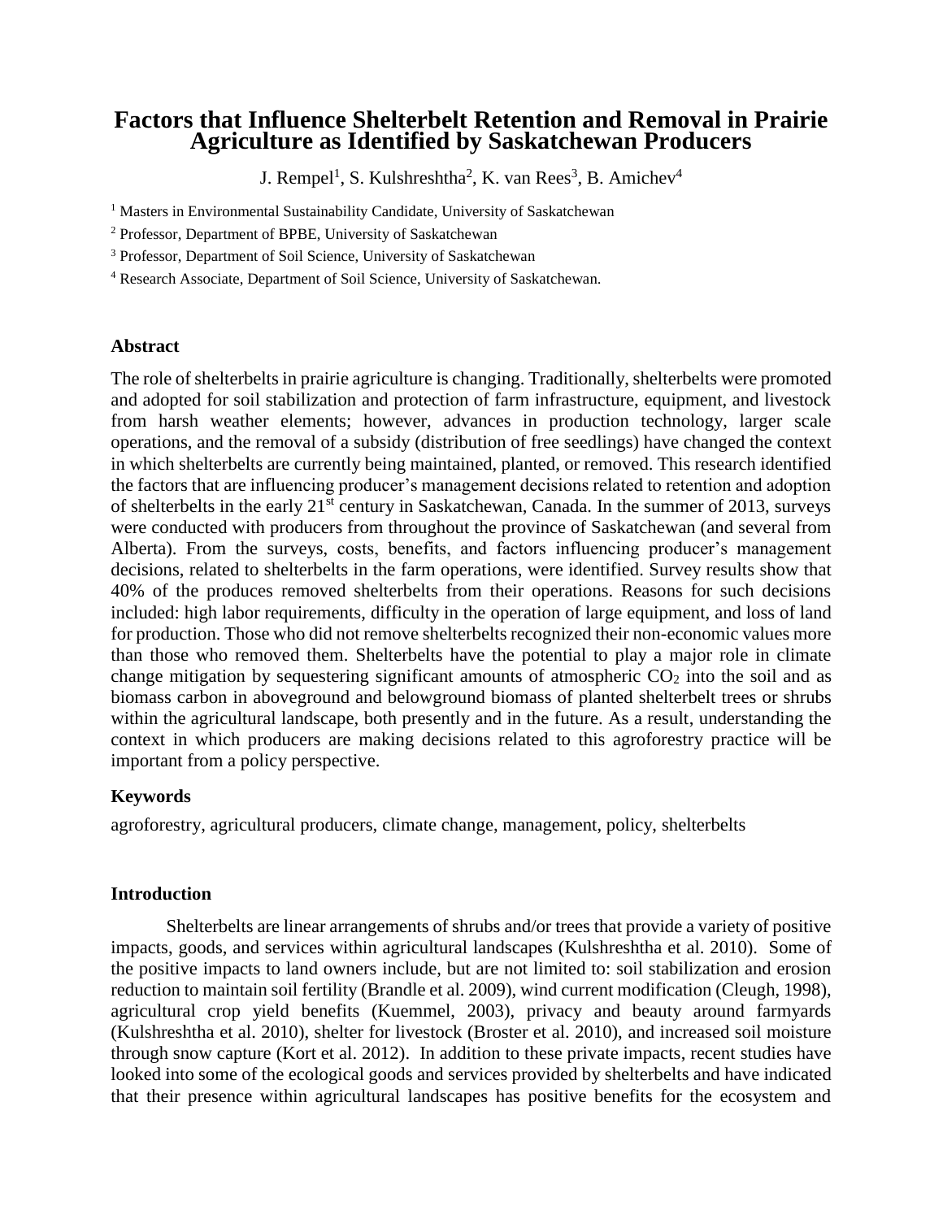# Factors that Influence Shelterbelt Retention and Removal in Prairie Agriculture as Identified by Saskatchewan Producers

J. Rempel[1], S. Kulshreshtha[2], K. van Rees[3], B. Amichev[4]

[1] Masters in Environmental Sustainability Candidate, University of Saskatchewan

[2] Professor, Department of BPBE, University of Saskatchewan

[3] Professor, Department of Soil Science, University of Saskatchewan

[4] Research Associate, Department of Soil Science, University of Saskatchewan.

## Abstract

The role of shelterbelts in prairie agriculture is changing. Traditionally, shelterbelts were promoted and adopted for soil stabilization and protection of farm infrastructure, equipment, and livestock from harsh weather elements; however, advances in production technology, larger scale operations, and the removal of a subsidy (distribution of free seedlings) have changed the context in which shelterbelts are currently being maintained, planted, or removed. This research identified the factors that are influencing producer's management decisions related to retention and adoption of shelterbelts in the early 21st century in Saskatchewan, Canada. In the summer of 2013, surveys were conducted with producers from throughout the province of Saskatchewan (and several from Alberta). From the surveys, costs, benefits, and factors influencing producer's management decisions, related to shelterbelts in the farm operations, were identified. Survey results show that 40% of the produces removed shelterbelts from their operations. Reasons for such decisions included: high labor requirements, difficulty in the operation of large equipment, and loss of land for production. Those who did not remove shelterbelts recognized their non-economic values more than those who removed them. Shelterbelts have the potential to play a major role in climate change mitigation by sequestering significant amounts of atmospheric $CO_2$ into the soil and as biomass carbon in aboveground and belowground biomass of planted shelterbelt trees or shrubs within the agricultural landscape, both presently and in the future. As a result, understanding the context in which producers are making decisions related to this agroforestry practice will be important from a policy perspective.

## Keywords

agroforestry, agricultural producers, climate change, management, policy, shelterbelts

## Introduction

Shelterbelts are linear arrangements of shrubs and/or trees that provide a variety of positive impacts, goods, and services within agricultural landscapes (Kulshreshtha et al. 2010). Some of the positive impacts to land owners include, but are not limited to: soil stabilization and erosion reduction to maintain soil fertility (Brandle et al. 2009), wind current modification (Cleugh, 1998), agricultural crop yield benefits (Kuemmel, 2003), privacy and beauty around farmyards (Kulshreshtha et al. 2010), shelter for livestock (Broster et al. 2010), and increased soil moisture through snow capture (Kort et al. 2012). In addition to these private impacts, recent studies have looked into some of the ecological goods and services provided by shelterbelts and have indicated that their presence within agricultural landscapes has positive benefits for the ecosystem and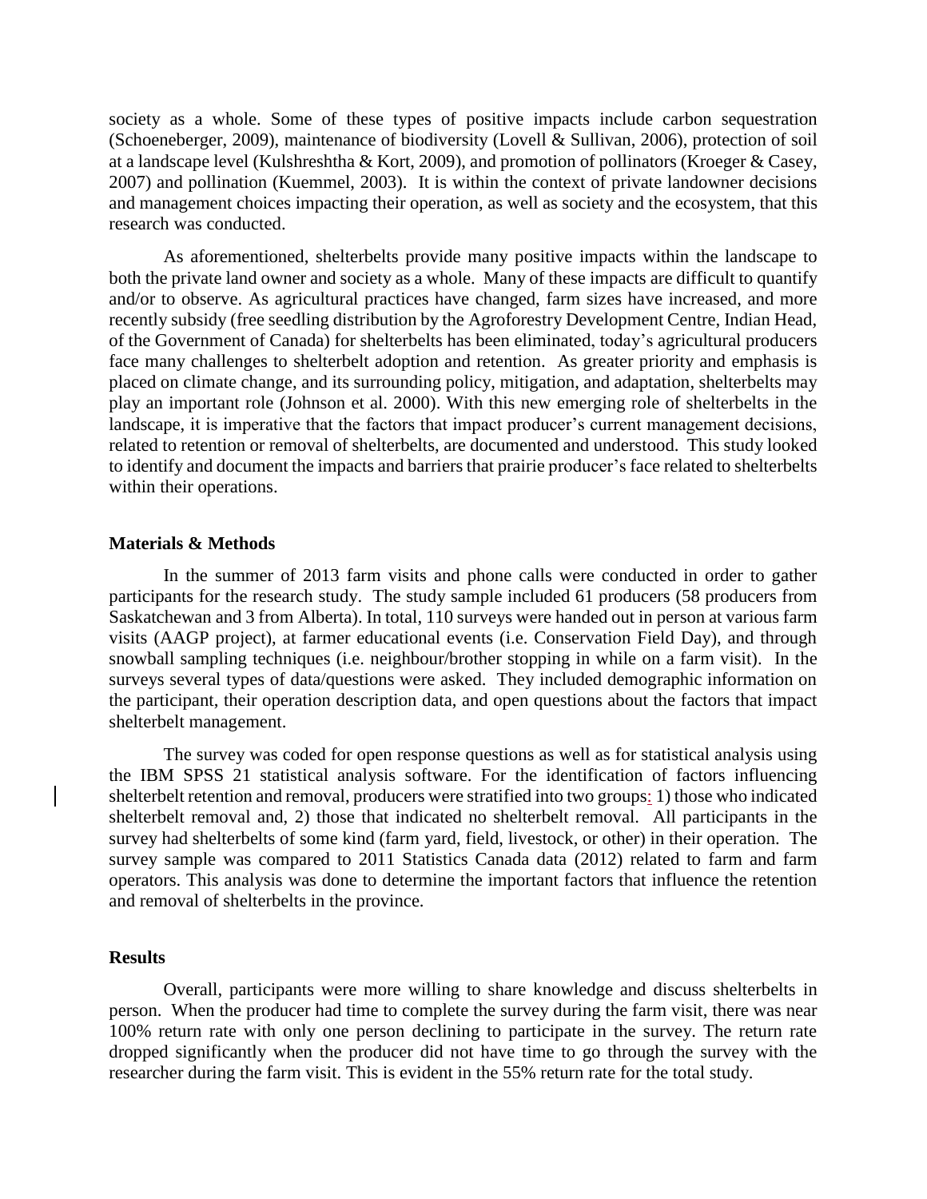society as a whole. Some of these types of positive impacts include carbon sequestration (Schoeneberger, 2009), maintenance of biodiversity (Lovell & Sullivan, 2006), protection of soil at a landscape level (Kulshreshtha & Kort, 2009), and promotion of pollinators (Kroeger & Casey, 2007) and pollination (Kuemmel, 2003). It is within the context of private landowner decisions and management choices impacting their operation, as well as society and the ecosystem, that this research was conducted.

As aforementioned, shelterbelts provide many positive impacts within the landscape to both the private land owner and society as a whole. Many of these impacts are difficult to quantify and/or to observe. As agricultural practices have changed, farm sizes have increased, and more recently subsidy (free seedling distribution by the Agroforestry Development Centre, Indian Head, of the Government of Canada) for shelterbelts has been eliminated, today's agricultural producers face many challenges to shelterbelt adoption and retention. As greater priority and emphasis is placed on climate change, and its surrounding policy, mitigation, and adaptation, shelterbelts may play an important role (Johnson et al. 2000). With this new emerging role of shelterbelts in the landscape, it is imperative that the factors that impact producer's current management decisions, related to retention or removal of shelterbelts, are documented and understood. This study looked to identify and document the impacts and barriers that prairie producer's face related to shelterbelts within their operations.

## Materials & Methods

In the summer of 2013 farm visits and phone calls were conducted in order to gather participants for the research study. The study sample included 61 producers (58 producers from Saskatchewan and 3 from Alberta). In total, 110 surveys were handed out in person at various farm visits (AAGP project), at farmer educational events (i.e. Conservation Field Day), and through snowball sampling techniques (i.e. neighbour/brother stopping in while on a farm visit). In the surveys several types of data/questions were asked. They included demographic information on the participant, their operation description data, and open questions about the factors that impact shelterbelt management.

The survey was coded for open response questions as well as for statistical analysis using the IBM SPSS 21 statistical analysis software. For the identification of factors influencing shelterbelt retention and removal, producers were stratified into two groups: 1) those who indicated shelterbelt removal and, 2) those that indicated no shelterbelt removal. All participants in the survey had shelterbelts of some kind (farm yard, field, livestock, or other) in their operation. The survey sample was compared to 2011 Statistics Canada data (2012) related to farm and farm operators. This analysis was done to determine the important factors that influence the retention and removal of shelterbelts in the province.

## Results

Overall, participants were more willing to share knowledge and discuss shelterbelts in person. When the producer had time to complete the survey during the farm visit, there was near 100% return rate with only one person declining to participate in the survey. The return rate dropped significantly when the producer did not have time to go through the survey with the researcher during the farm visit. This is evident in the 55% return rate for the total study.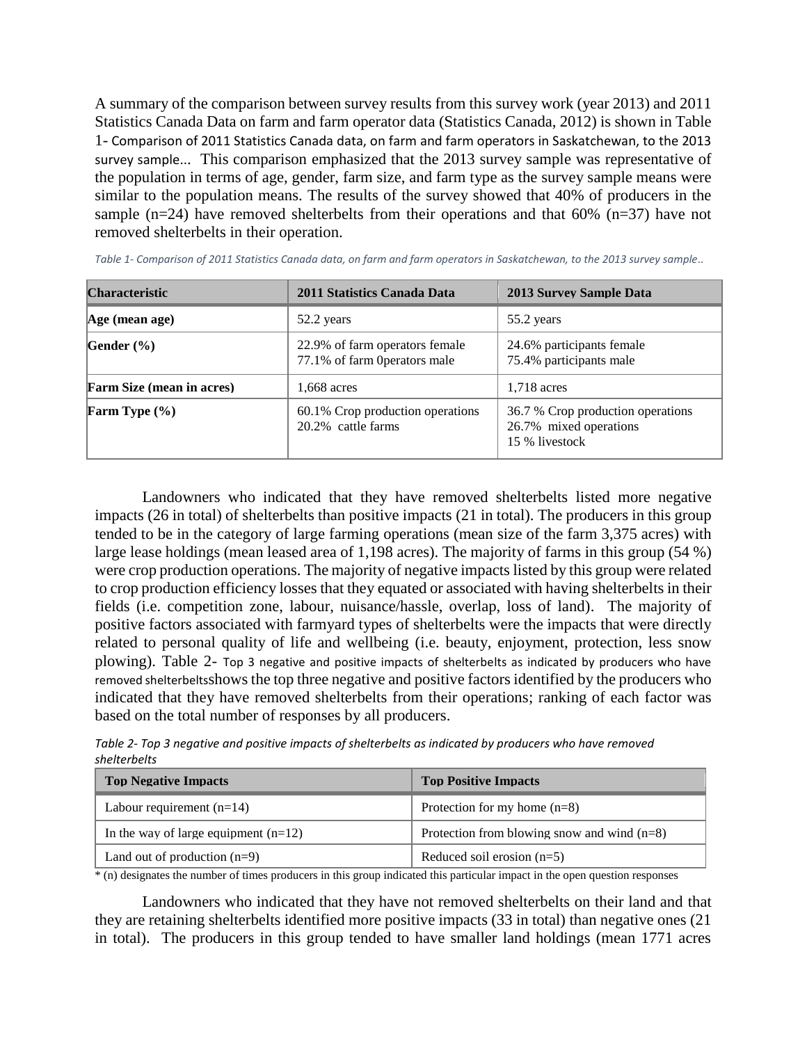A summary of the comparison between survey results from this survey work (year 2013) and 2011 Statistics Canada Data on farm and farm operator data (Statistics Canada, 2012) is shown in Table 1- Comparison of 2011 Statistics Canada data, on farm and farm operators in Saskatchewan, to the 2013 survey sample... This comparison emphasized that the 2013 survey sample was representative of the population in terms of age, gender, farm size, and farm type as the survey sample means were similar to the population means. The results of the survey showed that 40% of producers in the sample (n=24) have removed shelterbelts from their operations and that 60% (n=37) have not removed shelterbelts in their operation.

*Table 1- Comparison of 2011 Statistics Canada data, on farm and farm operators in Saskatchewan, to the 2013 survey sample..*

| Characteristic | 2011 Statistics Canada Data | 2013 Survey Sample Data |
|---|---|---|
| **Age (mean age)** | 52.2 years | 55.2 years |
| **Gender (%)** | 22.9% of farm operators female<br>77.1% of farm 0perators male | 24.6% participants female<br>75.4% participants male |
| **Farm Size (mean in acres)** | 1,668 acres | 1,718 acres |
| **Farm Type (%)** | 60.1% Crop production operations<br>20.2% cattle farms | 36.7 % Crop production operations<br>26.7% mixed operations<br>15 % livestock |

Landowners who indicated that they have removed shelterbelts listed more negative impacts (26 in total) of shelterbelts than positive impacts (21 in total). The producers in this group tended to be in the category of large farming operations (mean size of the farm 3,375 acres) with large lease holdings (mean leased area of 1,198 acres). The majority of farms in this group (54 %) were crop production operations. The majority of negative impacts listed by this group were related to crop production efficiency losses that they equated or associated with having shelterbelts in their fields (i.e. competition zone, labour, nuisance/hassle, overlap, loss of land). The majority of positive factors associated with farmyard types of shelterbelts were the impacts that were directly related to personal quality of life and wellbeing (i.e. beauty, enjoyment, protection, less snow plowing). Table 2- Top 3 negative and positive impacts of shelterbelts as indicated by producers who have removed shelterbeltsshows the top three negative and positive factors identified by the producers who indicated that they have removed shelterbelts from their operations; ranking of each factor was based on the total number of responses by all producers.

*Table 2- Top 3 negative and positive impacts of shelterbelts as indicated by producers who have removed shelterbelts*

| Top Negative Impacts | Top Positive Impacts |
|---|---|
| Labour requirement (n=14) | Protection for my home (n=8) |
| In the way of large equipment (n=12) | Protection from blowing snow and wind (n=8) |
| Land out of production (n=9) | Reduced soil erosion (n=5) |

* (n) designates the number of times producers in this group indicated this particular impact in the open question responses

Landowners who indicated that they have not removed shelterbelts on their land and that they are retaining shelterbelts identified more positive impacts (33 in total) than negative ones (21 in total). The producers in this group tended to have smaller land holdings (mean 1771 acres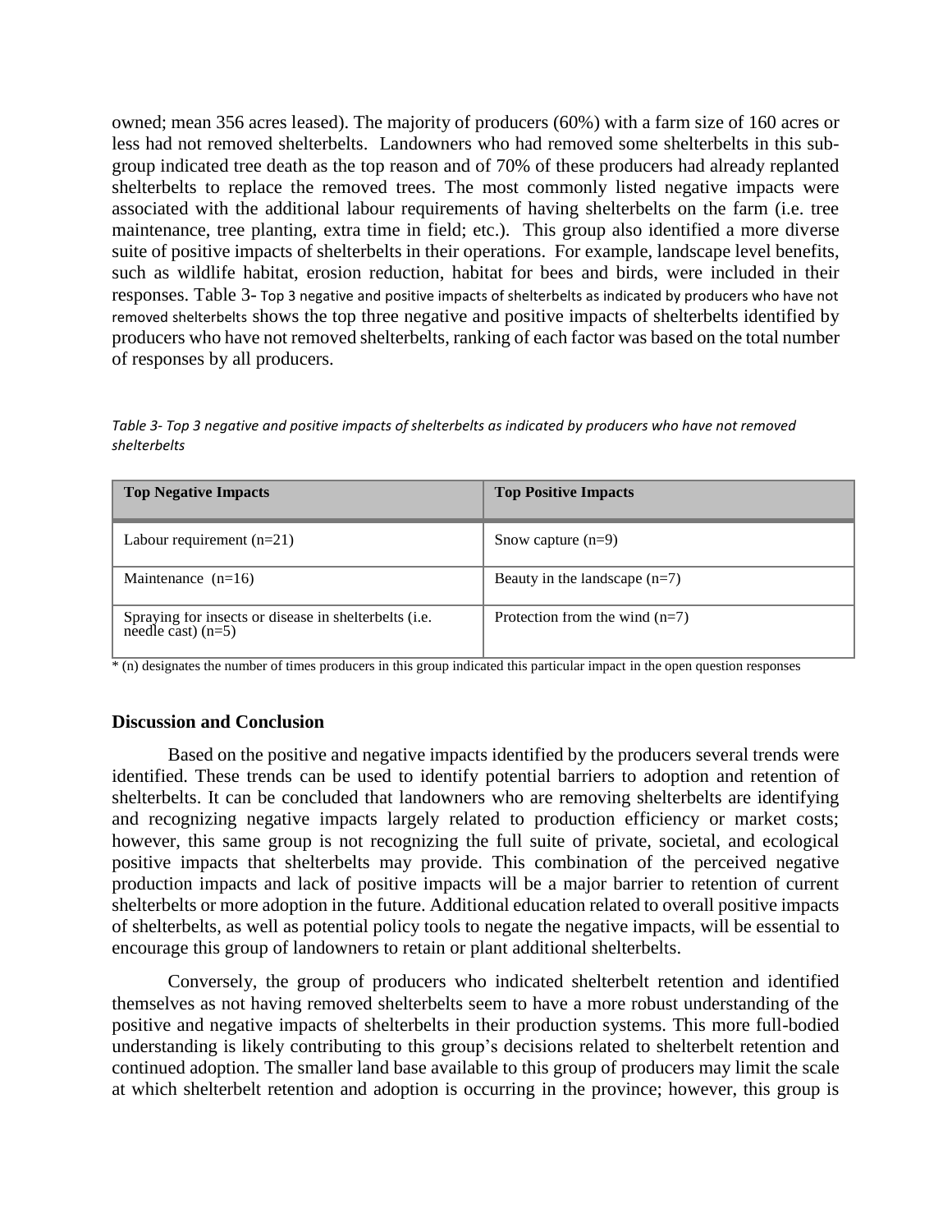owned; mean 356 acres leased). The majority of producers (60%) with a farm size of 160 acres or less had not removed shelterbelts. Landowners who had removed some shelterbelts in this sub-group indicated tree death as the top reason and of 70% of these producers had already replanted shelterbelts to replace the removed trees. The most commonly listed negative impacts were associated with the additional labour requirements of having shelterbelts on the farm (i.e. tree maintenance, tree planting, extra time in field; etc.). This group also identified a more diverse suite of positive impacts of shelterbelts in their operations. For example, landscape level benefits, such as wildlife habitat, erosion reduction, habitat for bees and birds, were included in their responses. Table 3- Top 3 negative and positive impacts of shelterbelts as indicated by producers who have not removed shelterbelts shows the top three negative and positive impacts of shelterbelts identified by producers who have not removed shelterbelts, ranking of each factor was based on the total number of responses by all producers.

*Table 3- Top 3 negative and positive impacts of shelterbelts as indicated by producers who have not removed shelterbelts*

| Top Negative Impacts | Top Positive Impacts |
|---|---|
| Labour requirement (n=21) | Snow capture (n=9) |
| Maintenance (n=16) | Beauty in the landscape (n=7) |
| Spraying for insects or disease in shelterbelts (i.e. needle cast) (n=5) | Protection from the wind (n=7) |

* (n) designates the number of times producers in this group indicated this particular impact in the open question responses

## Discussion and Conclusion

Based on the positive and negative impacts identified by the producers several trends were identified. These trends can be used to identify potential barriers to adoption and retention of shelterbelts. It can be concluded that landowners who are removing shelterbelts are identifying and recognizing negative impacts largely related to production efficiency or market costs; however, this same group is not recognizing the full suite of private, societal, and ecological positive impacts that shelterbelts may provide. This combination of the perceived negative production impacts and lack of positive impacts will be a major barrier to retention of current shelterbelts or more adoption in the future. Additional education related to overall positive impacts of shelterbelts, as well as potential policy tools to negate the negative impacts, will be essential to encourage this group of landowners to retain or plant additional shelterbelts.

Conversely, the group of producers who indicated shelterbelt retention and identified themselves as not having removed shelterbelts seem to have a more robust understanding of the positive and negative impacts of shelterbelts in their production systems. This more full-bodied understanding is likely contributing to this group's decisions related to shelterbelt retention and continued adoption. The smaller land base available to this group of producers may limit the scale at which shelterbelt retention and adoption is occurring in the province; however, this group is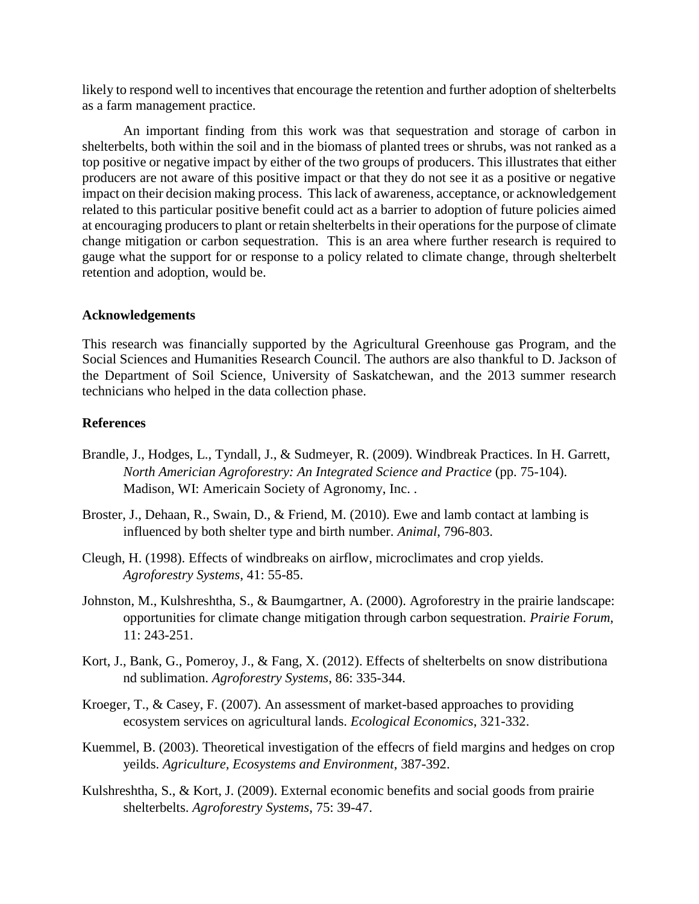likely to respond well to incentives that encourage the retention and further adoption of shelterbelts as a farm management practice.

An important finding from this work was that sequestration and storage of carbon in shelterbelts, both within the soil and in the biomass of planted trees or shrubs, was not ranked as a top positive or negative impact by either of the two groups of producers. This illustrates that either producers are not aware of this positive impact or that they do not see it as a positive or negative impact on their decision making process. This lack of awareness, acceptance, or acknowledgement related to this particular positive benefit could act as a barrier to adoption of future policies aimed at encouraging producers to plant or retain shelterbelts in their operations for the purpose of climate change mitigation or carbon sequestration. This is an area where further research is required to gauge what the support for or response to a policy related to climate change, through shelterbelt retention and adoption, would be.

**Acknowledgements**

This research was financially supported by the Agricultural Greenhouse gas Program, and the Social Sciences and Humanities Research Council. The authors are also thankful to D. Jackson of the Department of Soil Science, University of Saskatchewan, and the 2013 summer research technicians who helped in the data collection phase.

**References**

Brandle, J., Hodges, L., Tyndall, J., & Sudmeyer, R. (2009). Windbreak Practices. In H. Garrett, *North Americian Agroforestry: An Integrated Science and Practice* (pp. 75-104). Madison, WI: Americain Society of Agronomy, Inc. .

Broster, J., Dehaan, R., Swain, D., & Friend, M. (2010). Ewe and lamb contact at lambing is influenced by both shelter type and birth number. *Animal*, 796-803.

Cleugh, H. (1998). Effects of windbreaks on airflow, microclimates and crop yields. *Agroforestry Systems*, 41: 55-85.

Johnston, M., Kulshreshtha, S., & Baumgartner, A. (2000). Agroforestry in the prairie landscape: opportunities for climate change mitigation through carbon sequestration. *Prairie Forum*, 11: 243-251.

Kort, J., Bank, G., Pomeroy, J., & Fang, X. (2012). Effects of shelterbelts on snow distributiona nd sublimation. *Agroforestry Systems*, 86: 335-344.

Kroeger, T., & Casey, F. (2007). An assessment of market-based approaches to providing ecosystem services on agricultural lands. *Ecological Economics*, 321-332.

Kuemmel, B. (2003). Theoretical investigation of the effecrs of field margins and hedges on crop yeilds. *Agriculture, Ecosystems and Environment*, 387-392.

Kulshreshtha, S., & Kort, J. (2009). External economic benefits and social goods from prairie shelterbelts. *Agroforestry Systems*, 75: 39-47.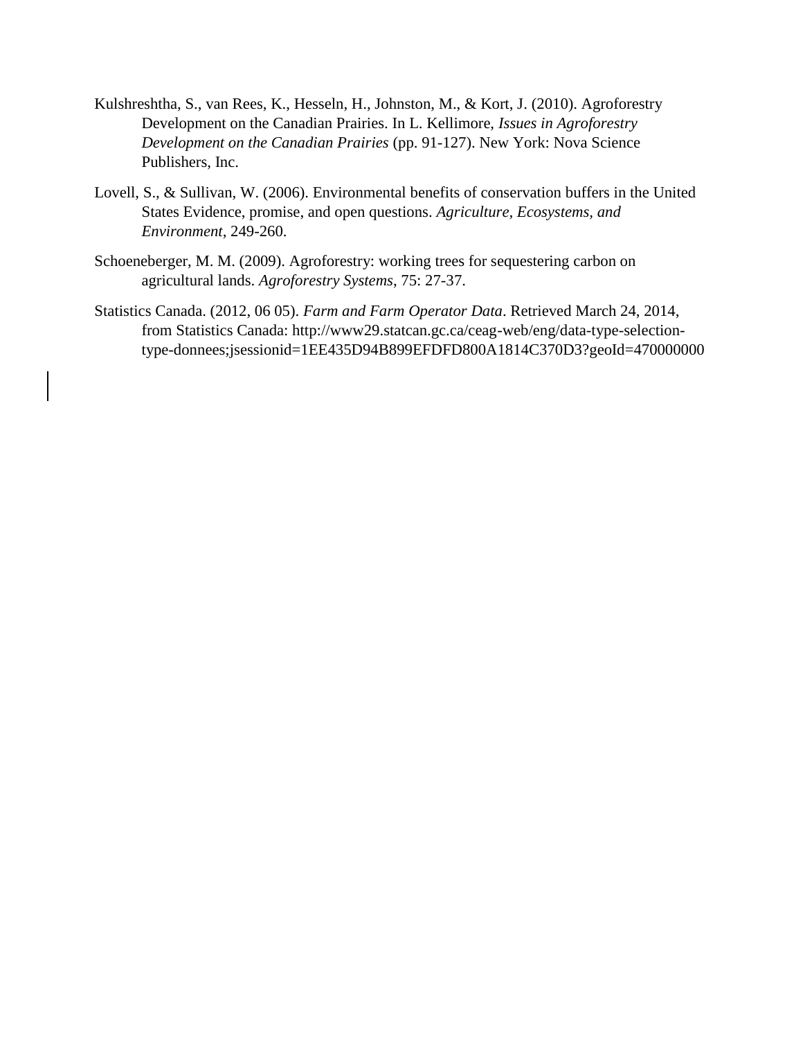Kulshreshtha, S., van Rees, K., Hesseln, H., Johnston, M., & Kort, J. (2010). Agroforestry Development on the Canadian Prairies. In L. Kellimore, *Issues in Agroforestry Development on the Canadian Prairies* (pp. 91-127). New York: Nova Science Publishers, Inc.

Lovell, S., & Sullivan, W. (2006). Environmental benefits of conservation buffers in the United States Evidence, promise, and open questions. *Agriculture, Ecosystems, and Environment*, 249-260.

Schoeneberger, M. M. (2009). Agroforestry: working trees for sequestering carbon on agricultural lands. *Agroforestry Systems*, 75: 27-37.

Statistics Canada. (2012, 06 05). *Farm and Farm Operator Data*. Retrieved March 24, 2014, from Statistics Canada: http://www29.statcan.gc.ca/ceag-web/eng/data-type-selection-type-donnees;jsessionid=1EE435D94B899EFDFD800A1814C370D3?geoId=470000000